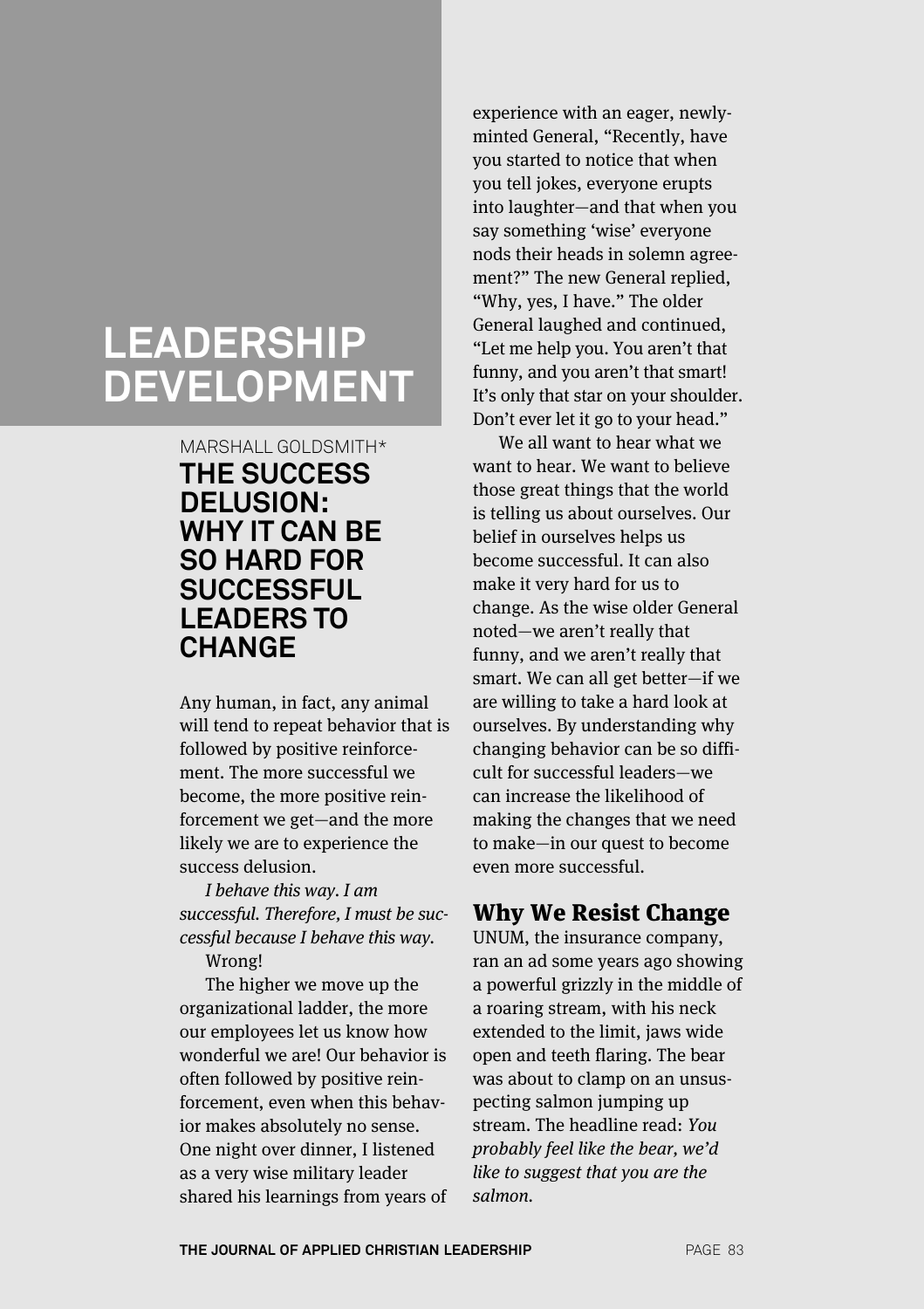# LEADERSHIP DEVELOPMENT

MARSHALL GOLDSMITH*

## THE SUCCESS DELUSION: WHY IT CAN BE SO HARD FOR SUCCESSFUL LEADERS TO CHANGE

Any human, in fact, any animal will tend to repeat behavior that is followed by positive reinforcement. The more successful we become, the more positive reinforcement we get—and the more likely we are to experience the success delusion.

*I behave this way. I am successful. Therefore, I must be successful because I behave this way.*

Wrong!

The higher we move up the organizational ladder, the more our employees let us know how wonderful we are! Our behavior is often followed by positive reinforcement, even when this behavior makes absolutely no sense. One night over dinner, I listened as a very wise military leader shared his learnings from years of experience with an eager, newly-minted General, "Recently, have you started to notice that when you tell jokes, everyone erupts into laughter—and that when you say something 'wise' everyone nods their heads in solemn agreement?" The new General replied, "Why, yes, I have." The older General laughed and continued, "Let me help you. You aren't that funny, and you aren't that smart! It's only that star on your shoulder. Don't ever let it go to your head."

We all want to hear what we want to hear. We want to believe those great things that the world is telling us about ourselves. Our belief in ourselves helps us become successful. It can also make it very hard for us to change. As the wise older General noted—we aren't really that funny, and we aren't really that smart. We can all get better—if we are willing to take a hard look at ourselves. By understanding why changing behavior can be so difficult for successful leaders—we can increase the likelihood of making the changes that we need to make—in our quest to become even more successful.

### Why We Resist Change

UNUM, the insurance company, ran an ad some years ago showing a powerful grizzly in the middle of a roaring stream, with his neck extended to the limit, jaws wide open and teeth flaring. The bear was about to clamp on an unsuspecting salmon jumping up stream. The headline read: *You probably feel like the bear, we'd like to suggest that you are the salmon.*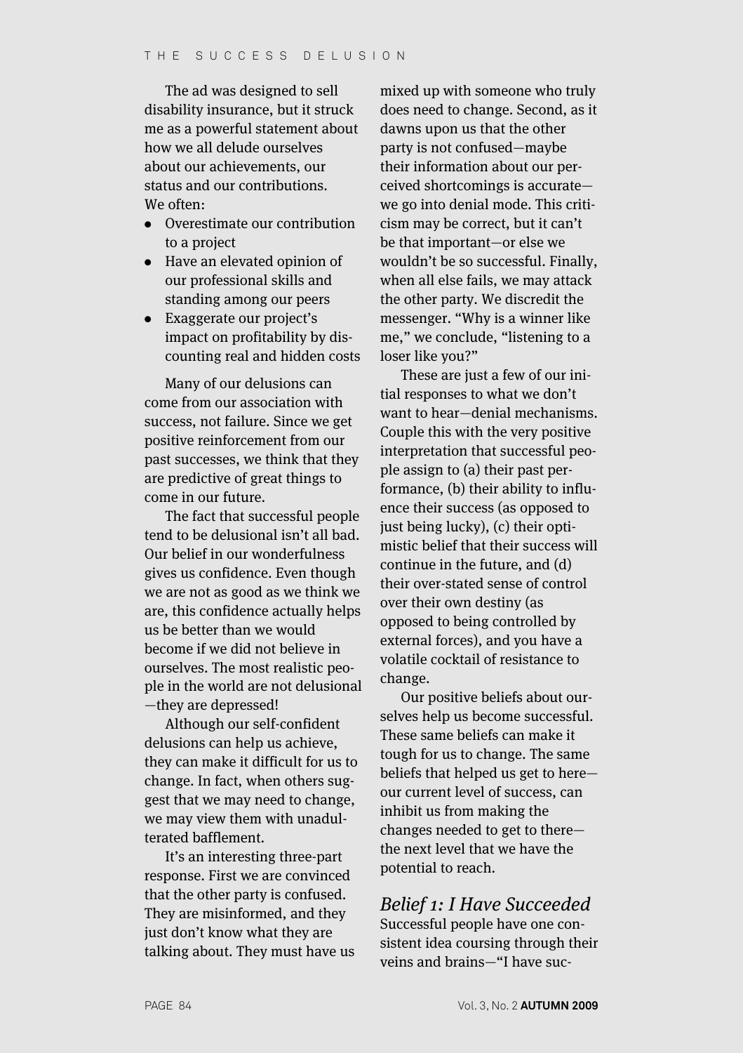The ad was designed to sell disability insurance, but it struck me as a powerful statement about how we all delude ourselves about our achievements, our status and our contributions. We often:

- Overestimate our contribution to a project
- Have an elevated opinion of our professional skills and standing among our peers
- Exaggerate our project's impact on profitability by discounting real and hidden costs

Many of our delusions can come from our association with success, not failure. Since we get positive reinforcement from our past successes, we think that they are predictive of great things to come in our future.

The fact that successful people tend to be delusional isn't all bad. Our belief in our wonderfulness gives us confidence. Even though we are not as good as we think we are, this confidence actually helps us be better than we would become if we did not believe in ourselves. The most realistic people in the world are not delusional—they are depressed!

Although our self-confident delusions can help us achieve, they can make it difficult for us to change. In fact, when others suggest that we may need to change, we may view them with unadulterated bafflement.

It's an interesting three-part response. First we are convinced that the other party is confused. They are misinformed, and they just don't know what they are talking about. They must have us mixed up with someone who truly does need to change. Second, as it dawns upon us that the other party is not confused—maybe their information about our perceived shortcomings is accurate—we go into denial mode. This criticism may be correct, but it can't be that important—or else we wouldn't be so successful. Finally, when all else fails, we may attack the other party. We discredit the messenger. "Why is a winner like me," we conclude, "listening to a loser like you?"

These are just a few of our initial responses to what we don't want to hear—denial mechanisms. Couple this with the very positive interpretation that successful people assign to (a) their past performance, (b) their ability to influence their success (as opposed to just being lucky), (c) their optimistic belief that their success will continue in the future, and (d) their over-stated sense of control over their own destiny (as opposed to being controlled by external forces), and you have a volatile cocktail of resistance to change.

Our positive beliefs about ourselves help us become successful. These same beliefs can make it tough for us to change. The same beliefs that helped us get to here—our current level of success, can inhibit us from making the changes needed to get to there—the next level that we have the potential to reach.

## *Belief 1: I Have Succeeded*

Successful people have one consistent idea coursing through their veins and brains—"I have suc-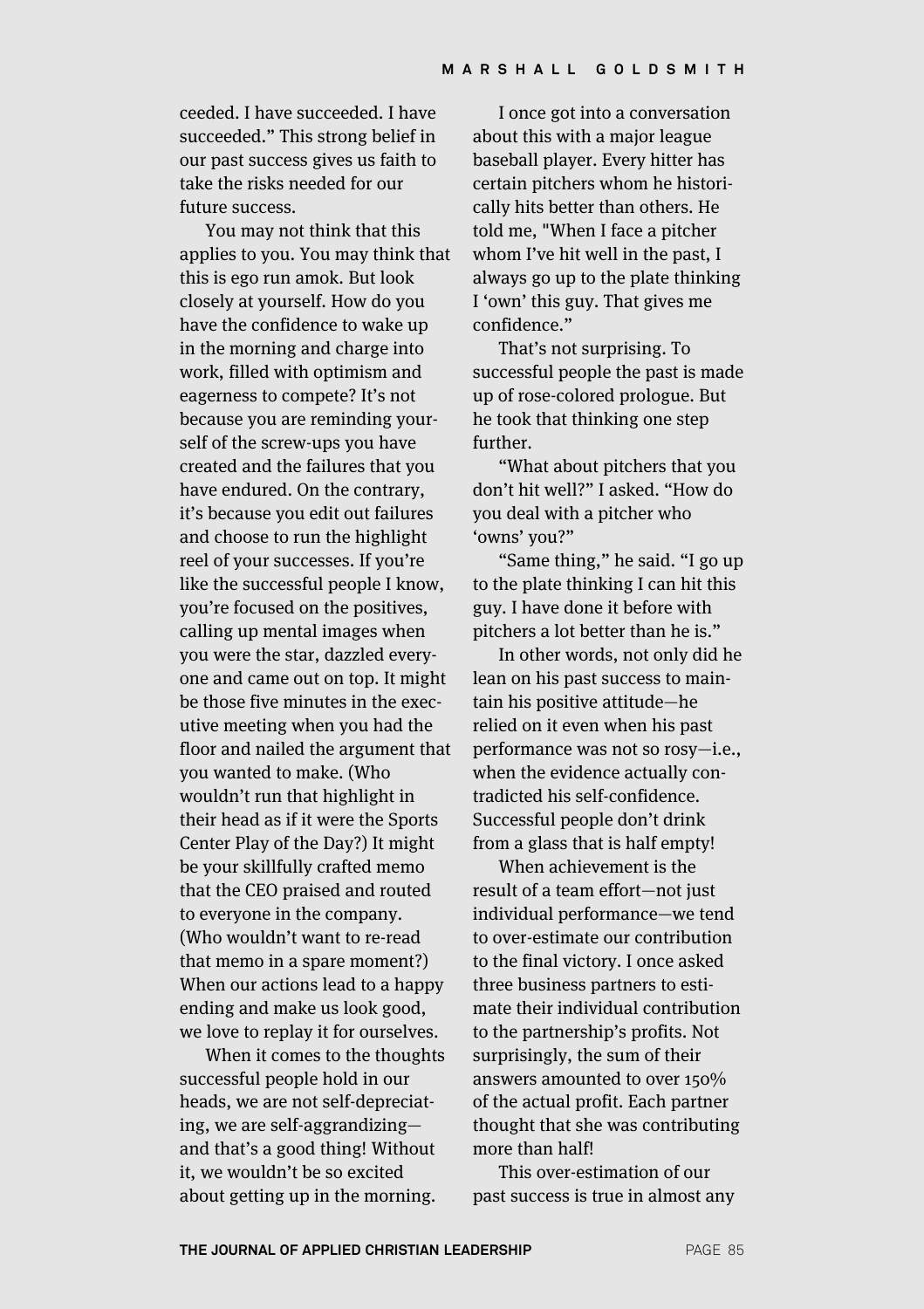ceeded. I have succeeded. I have succeeded." This strong belief in our past success gives us faith to take the risks needed for our future success.

You may not think that this applies to you. You may think that this is ego run amok. But look closely at yourself. How do you have the confidence to wake up in the morning and charge into work, filled with optimism and eagerness to compete? It's not because you are reminding yourself of the screw-ups you have created and the failures that you have endured. On the contrary, it's because you edit out failures and choose to run the highlight reel of your successes. If you're like the successful people I know, you're focused on the positives, calling up mental images when you were the star, dazzled everyone and came out on top. It might be those five minutes in the executive meeting when you had the floor and nailed the argument that you wanted to make. (Who wouldn't run that highlight in their head as if it were the Sports Center Play of the Day?) It might be your skillfully crafted memo that the CEO praised and routed to everyone in the company. (Who wouldn't want to re-read that memo in a spare moment?) When our actions lead to a happy ending and make us look good, we love to replay it for ourselves.

When it comes to the thoughts successful people hold in our heads, we are not self-depreciating, we are self-aggrandizing—and that's a good thing! Without it, we wouldn't be so excited about getting up in the morning.

I once got into a conversation about this with a major league baseball player. Every hitter has certain pitchers whom he historically hits better than others. He told me, "When I face a pitcher whom I've hit well in the past, I always go up to the plate thinking I 'own' this guy. That gives me confidence."

That's not surprising. To successful people the past is made up of rose-colored prologue. But he took that thinking one step further.

"What about pitchers that you don't hit well?" I asked. "How do you deal with a pitcher who 'owns' you?"

"Same thing," he said. "I go up to the plate thinking I can hit this guy. I have done it before with pitchers a lot better than he is."

In other words, not only did he lean on his past success to maintain his positive attitude—he relied on it even when his past performance was not so rosy—i.e., when the evidence actually contradicted his self-confidence. Successful people don't drink from a glass that is half empty!

When achievement is the result of a team effort—not just individual performance—we tend to over-estimate our contribution to the final victory. I once asked three business partners to estimate their individual contribution to the partnership's profits. Not surprisingly, the sum of their answers amounted to over 150% of the actual profit. Each partner thought that she was contributing more than half!

This over-estimation of our past success is true in almost any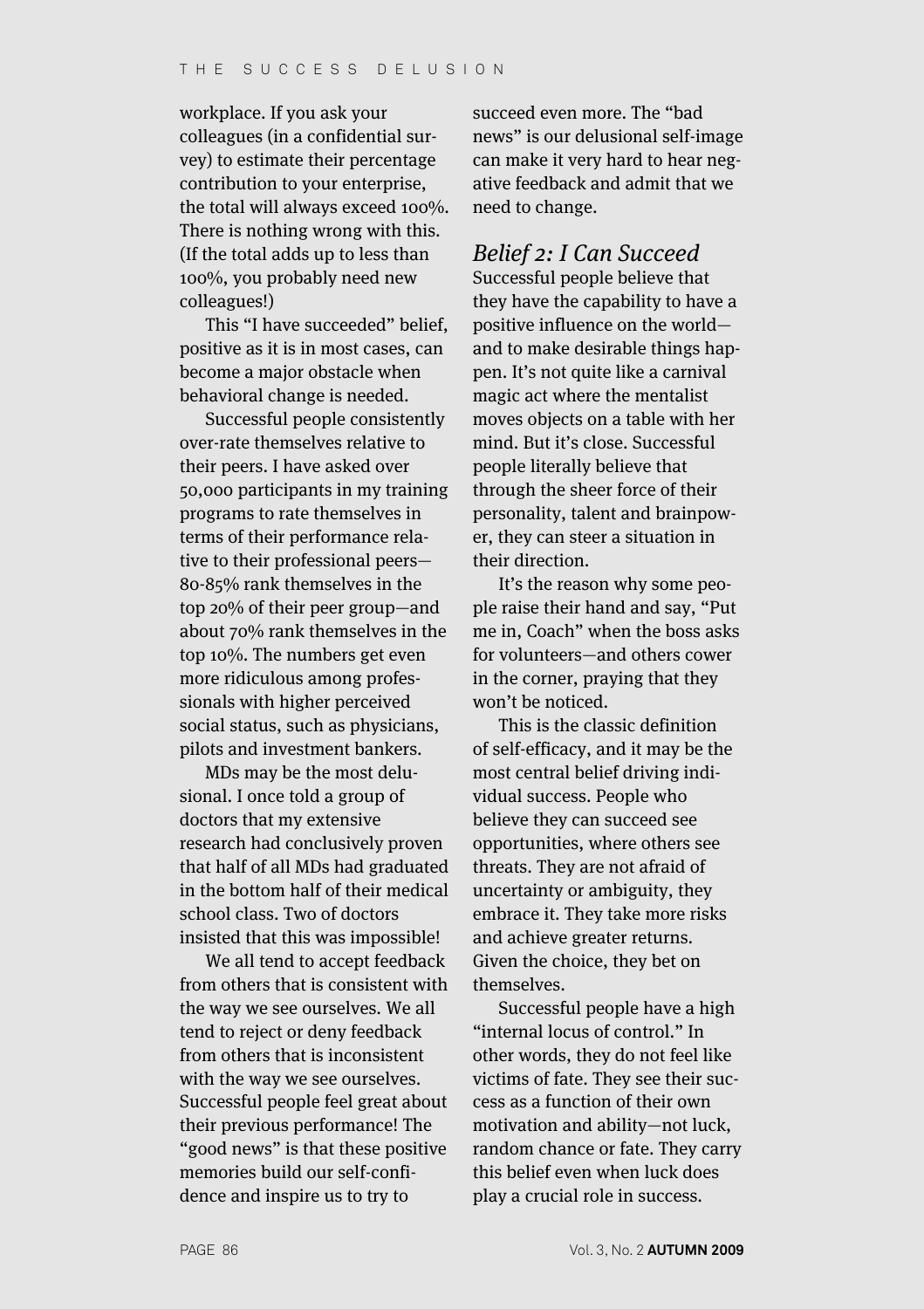workplace. If you ask your colleagues (in a confidential survey) to estimate their percentage contribution to your enterprise, the total will always exceed 100%. There is nothing wrong with this. (If the total adds up to less than 100%, you probably need new colleagues!)

This "I have succeeded" belief, positive as it is in most cases, can become a major obstacle when behavioral change is needed.

Successful people consistently over-rate themselves relative to their peers. I have asked over 50,000 participants in my training programs to rate themselves in terms of their performance relative to their professional peers—80-85% rank themselves in the top 20% of their peer group—and about 70% rank themselves in the top 10%. The numbers get even more ridiculous among professionals with higher perceived social status, such as physicians, pilots and investment bankers.

MDs may be the most delusional. I once told a group of doctors that my extensive research had conclusively proven that half of all MDs had graduated in the bottom half of their medical school class. Two of doctors insisted that this was impossible!

We all tend to accept feedback from others that is consistent with the way we see ourselves. We all tend to reject or deny feedback from others that is inconsistent with the way we see ourselves. Successful people feel great about their previous performance! The "good news" is that these positive memories build our self-confidence and inspire us to try to succeed even more. The "bad news" is our delusional self-image can make it very hard to hear negative feedback and admit that we need to change.

### *Belief 2: I Can Succeed*

Successful people believe that they have the capability to have a positive influence on the world—and to make desirable things happen. It's not quite like a carnival magic act where the mentalist moves objects on a table with her mind. But it's close. Successful people literally believe that through the sheer force of their personality, talent and brainpower, they can steer a situation in their direction.

It's the reason why some people raise their hand and say, "Put me in, Coach" when the boss asks for volunteers—and others cower in the corner, praying that they won't be noticed.

This is the classic definition of self-efficacy, and it may be the most central belief driving individual success. People who believe they can succeed see opportunities, where others see threats. They are not afraid of uncertainty or ambiguity, they embrace it. They take more risks and achieve greater returns. Given the choice, they bet on themselves.

Successful people have a high "internal locus of control." In other words, they do not feel like victims of fate. They see their success as a function of their own motivation and ability—not luck, random chance or fate. They carry this belief even when luck does play a crucial role in success.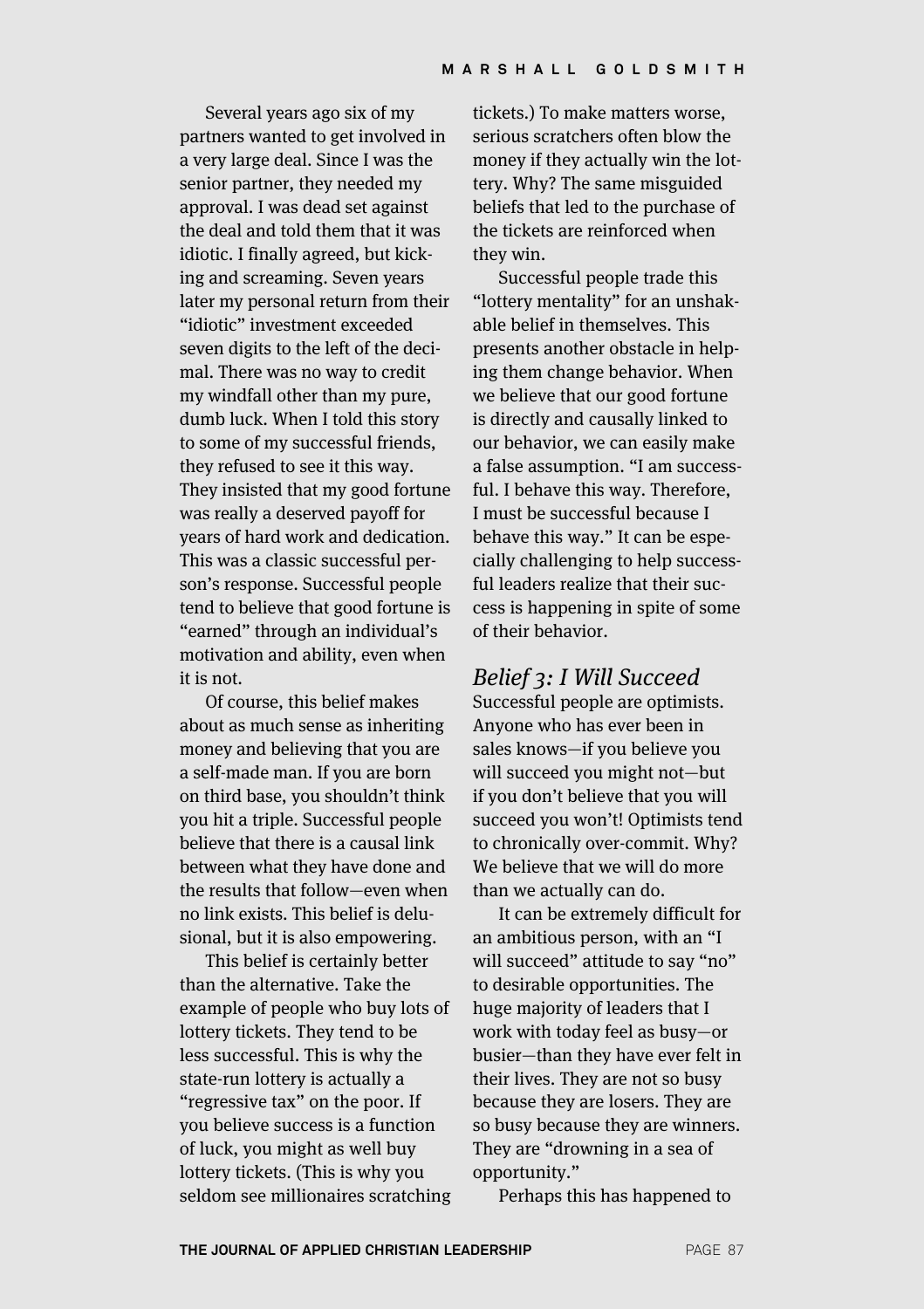Several years ago six of my partners wanted to get involved in a very large deal. Since I was the senior partner, they needed my approval. I was dead set against the deal and told them that it was idiotic. I finally agreed, but kicking and screaming. Seven years later my personal return from their "idiotic" investment exceeded seven digits to the left of the decimal. There was no way to credit my windfall other than my pure, dumb luck. When I told this story to some of my successful friends, they refused to see it this way. They insisted that my good fortune was really a deserved payoff for years of hard work and dedication. This was a classic successful person's response. Successful people tend to believe that good fortune is "earned" through an individual's motivation and ability, even when it is not.

Of course, this belief makes about as much sense as inheriting money and believing that you are a self-made man. If you are born on third base, you shouldn't think you hit a triple. Successful people believe that there is a causal link between what they have done and the results that follow—even when no link exists. This belief is delusional, but it is also empowering.

This belief is certainly better than the alternative. Take the example of people who buy lots of lottery tickets. They tend to be less successful. This is why the state-run lottery is actually a "regressive tax" on the poor. If you believe success is a function of luck, you might as well buy lottery tickets. (This is why you seldom see millionaires scratching tickets.) To make matters worse, serious scratchers often blow the money if they actually win the lottery. Why? The same misguided beliefs that led to the purchase of the tickets are reinforced when they win.

Successful people trade this "lottery mentality" for an unshakable belief in themselves. This presents another obstacle in helping them change behavior. When we believe that our good fortune is directly and causally linked to our behavior, we can easily make a false assumption. "I am successful. I behave this way. Therefore, I must be successful because I behave this way." It can be especially challenging to help successful leaders realize that their success is happening in spite of some of their behavior.

### *Belief 3: I Will Succeed*

Successful people are optimists. Anyone who has ever been in sales knows—if you believe you will succeed you might not—but if you don't believe that you will succeed you won't! Optimists tend to chronically over-commit. Why? We believe that we will do more than we actually can do.

It can be extremely difficult for an ambitious person, with an "I will succeed" attitude to say "no" to desirable opportunities. The huge majority of leaders that I work with today feel as busy—or busier—than they have ever felt in their lives. They are not so busy because they are losers. They are so busy because they are winners. They are "drowning in a sea of opportunity."

Perhaps this has happened to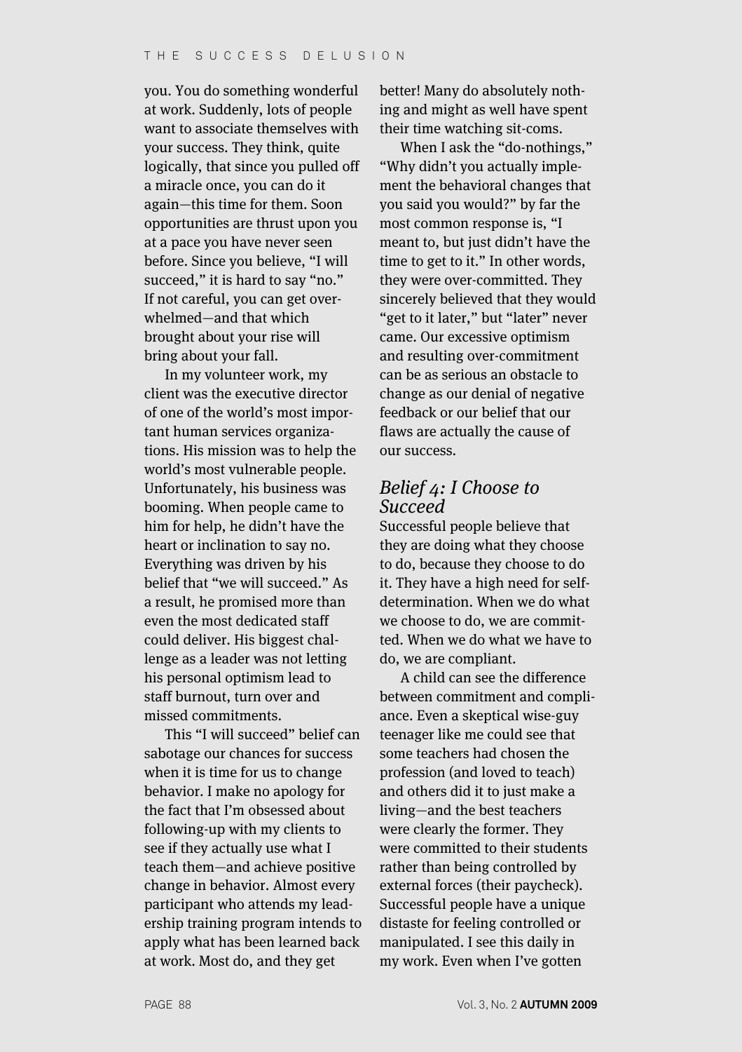you. You do something wonderful at work. Suddenly, lots of people want to associate themselves with your success. They think, quite logically, that since you pulled off a miracle once, you can do it again—this time for them. Soon opportunities are thrust upon you at a pace you have never seen before. Since you believe, "I will succeed," it is hard to say "no." If not careful, you can get overwhelmed—and that which brought about your rise will bring about your fall.

In my volunteer work, my client was the executive director of one of the world's most important human services organizations. His mission was to help the world's most vulnerable people. Unfortunately, his business was booming. When people came to him for help, he didn't have the heart or inclination to say no. Everything was driven by his belief that "we will succeed." As a result, he promised more than even the most dedicated staff could deliver. His biggest challenge as a leader was not letting his personal optimism lead to staff burnout, turn over and missed commitments.

This "I will succeed" belief can sabotage our chances for success when it is time for us to change behavior. I make no apology for the fact that I'm obsessed about following-up with my clients to see if they actually use what I teach them—and achieve positive change in behavior. Almost every participant who attends my leadership training program intends to apply what has been learned back at work. Most do, and they get better! Many do absolutely nothing and might as well have spent their time watching sit-coms.

When I ask the "do-nothings," "Why didn't you actually implement the behavioral changes that you said you would?" by far the most common response is, "I meant to, but just didn't have the time to get to it." In other words, they were over-committed. They sincerely believed that they would "get to it later," but "later" never came. Our excessive optimism and resulting over-commitment can be as serious an obstacle to change as our denial of negative feedback or our belief that our flaws are actually the cause of our success.

## *Belief 4: I Choose to Succeed*

Successful people believe that they are doing what they choose to do, because they choose to do it. They have a high need for self-determination. When we do what we choose to do, we are committed. When we do what we have to do, we are compliant.

A child can see the difference between commitment and compliance. Even a skeptical wise-guy teenager like me could see that some teachers had chosen the profession (and loved to teach) and others did it to just make a living—and the best teachers were clearly the former. They were committed to their students rather than being controlled by external forces (their paycheck). Successful people have a unique distaste for feeling controlled or manipulated. I see this daily in my work. Even when I've gotten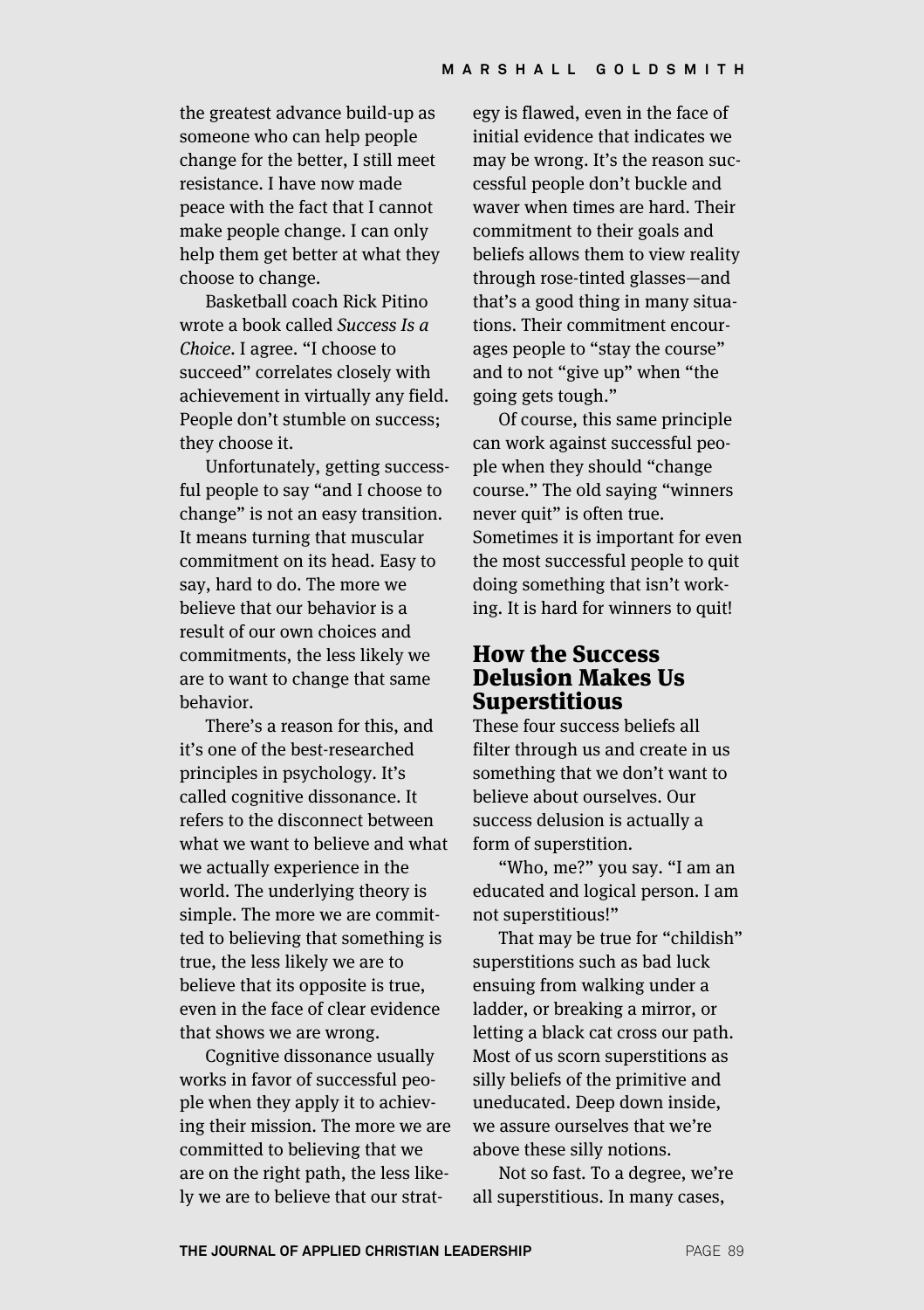the greatest advance build-up as someone who can help people change for the better, I still meet resistance. I have now made peace with the fact that I cannot make people change. I can only help them get better at what they choose to change.

Basketball coach Rick Pitino wrote a book called *Success Is a Choice*. I agree. "I choose to succeed" correlates closely with achievement in virtually any field. People don't stumble on success; they choose it.

Unfortunately, getting successful people to say "and I choose to change" is not an easy transition. It means turning that muscular commitment on its head. Easy to say, hard to do. The more we believe that our behavior is a result of our own choices and commitments, the less likely we are to want to change that same behavior.

There's a reason for this, and it's one of the best-researched principles in psychology. It's called cognitive dissonance. It refers to the disconnect between what we want to believe and what we actually experience in the world. The underlying theory is simple. The more we are committed to believing that something is true, the less likely we are to believe that its opposite is true, even in the face of clear evidence that shows we are wrong.

Cognitive dissonance usually works in favor of successful people when they apply it to achieving their mission. The more we are committed to believing that we are on the right path, the less likely we are to believe that our strategy is flawed, even in the face of initial evidence that indicates we may be wrong. It's the reason successful people don't buckle and waver when times are hard. Their commitment to their goals and beliefs allows them to view reality through rose-tinted glasses—and that's a good thing in many situations. Their commitment encourages people to "stay the course" and to not "give up" when "the going gets tough."

Of course, this same principle can work against successful people when they should "change course." The old saying "winners never quit" is often true. Sometimes it is important for even the most successful people to quit doing something that isn't working. It is hard for winners to quit!

## How the Success Delusion Makes Us Superstitious

These four success beliefs all filter through us and create in us something that we don't want to believe about ourselves. Our success delusion is actually a form of superstition.

"Who, me?" you say. "I am an educated and logical person. I am not superstitious!"

That may be true for "childish" superstitions such as bad luck ensuing from walking under a ladder, or breaking a mirror, or letting a black cat cross our path. Most of us scorn superstitions as silly beliefs of the primitive and uneducated. Deep down inside, we assure ourselves that we're above these silly notions.

Not so fast. To a degree, we're all superstitious. In many cases,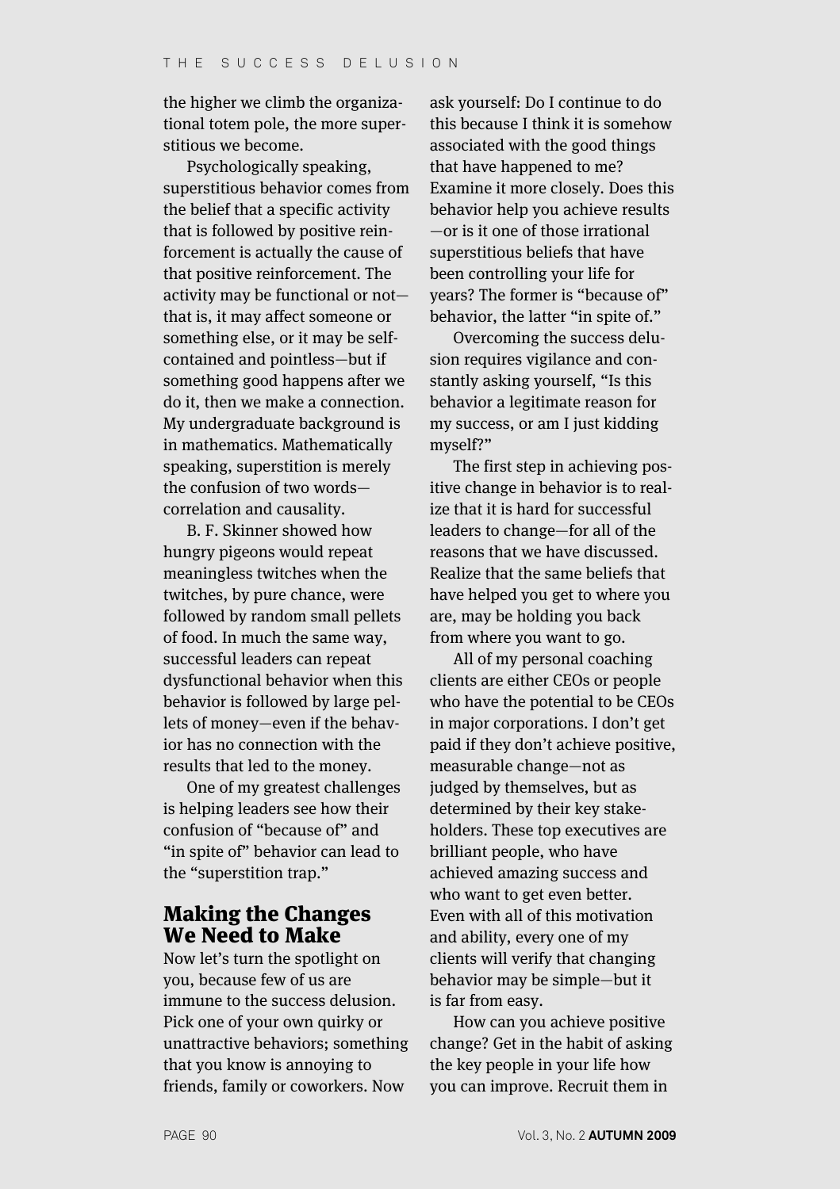the higher we climb the organizational totem pole, the more superstitious we become.

Psychologically speaking, superstitious behavior comes from the belief that a specific activity that is followed by positive reinforcement is actually the cause of that positive reinforcement. The activity may be functional or not—that is, it may affect someone or something else, or it may be self-contained and pointless—but if something good happens after we do it, then we make a connection. My undergraduate background is in mathematics. Mathematically speaking, superstition is merely the confusion of two words—correlation and causality.

B. F. Skinner showed how hungry pigeons would repeat meaningless twitches when the twitches, by pure chance, were followed by random small pellets of food. In much the same way, successful leaders can repeat dysfunctional behavior when this behavior is followed by large pellets of money—even if the behavior has no connection with the results that led to the money.

One of my greatest challenges is helping leaders see how their confusion of "because of" and "in spite of" behavior can lead to the "superstition trap."

## Making the Changes We Need to Make

Now let's turn the spotlight on you, because few of us are immune to the success delusion. Pick one of your own quirky or unattractive behaviors; something that you know is annoying to friends, family or coworkers. Now ask yourself: Do I continue to do this because I think it is somehow associated with the good things that have happened to me? Examine it more closely. Does this behavior help you achieve results—or is it one of those irrational superstitious beliefs that have been controlling your life for years? The former is "because of" behavior, the latter "in spite of."

Overcoming the success delusion requires vigilance and constantly asking yourself, "Is this behavior a legitimate reason for my success, or am I just kidding myself?"

The first step in achieving positive change in behavior is to realize that it is hard for successful leaders to change—for all of the reasons that we have discussed. Realize that the same beliefs that have helped you get to where you are, may be holding you back from where you want to go.

All of my personal coaching clients are either CEOs or people who have the potential to be CEOs in major corporations. I don't get paid if they don't achieve positive, measurable change—not as judged by themselves, but as determined by their key stakeholders. These top executives are brilliant people, who have achieved amazing success and who want to get even better. Even with all of this motivation and ability, every one of my clients will verify that changing behavior may be simple—but it is far from easy.

How can you achieve positive change? Get in the habit of asking the key people in your life how you can improve. Recruit them in